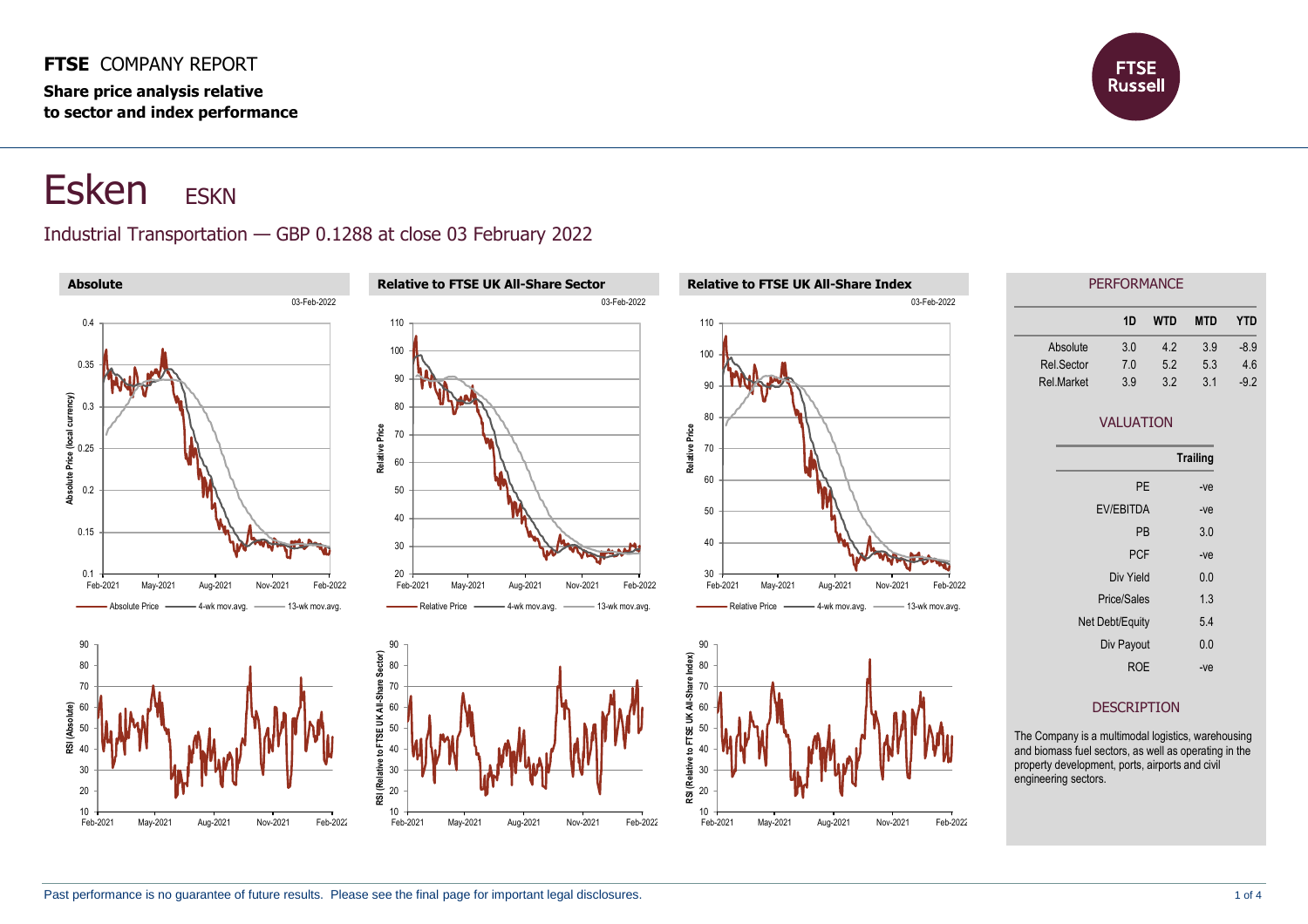**FTSE** COMPANY REPORT

**Share price analysis relative to sector and index performance**

# Esken ESKN

## Industrial Transportation — GBP 0.1288 at close 03 February 2022

### Absolute

03-Feb-2022

Absolute Price — 4-wk mov.avg. — 13-wk mov.avg.

### Relative to FTSE UK All-Share Sector

03-Feb-2022

Relative Price — 4-wk mov.avg. — 13-wk mov.avg.

### Relative to FTSE UK All-Share Index

03-Feb-2022

Relative Price — 4-wk mov.avg. — 13-wk mov.avg.

## PERFORMANCE

| | 1D | WTD | MTD | YTD |
|---|---|---|---|---|
| Absolute | 3.0 | 4.2 | 3.9 | -8.9 |
| Rel.Sector | 7.0 | 5.2 | 5.3 | 4.6 |
| Rel.Market | 3.9 | 3.2 | 3.1 | -9.2 |

## VALUATION

| | Trailing |
|---|---|
| PE | -ve |
| EV/EBITDA | -ve |
| PB | 3.0 |
| PCF | -ve |
| Div Yield | 0.0 |
| Price/Sales | 1.3 |
| Net Debt/Equity | 5.4 |
| Div Payout | 0.0 |
| ROE | -ve |

## DESCRIPTION

The Company is a multimodal logistics, warehousing and biomass fuel sectors, as well as operating in the property development, ports, airports and civil engineering sectors.

Past performance is no guarantee of future results. Please see the final page for important legal disclosures.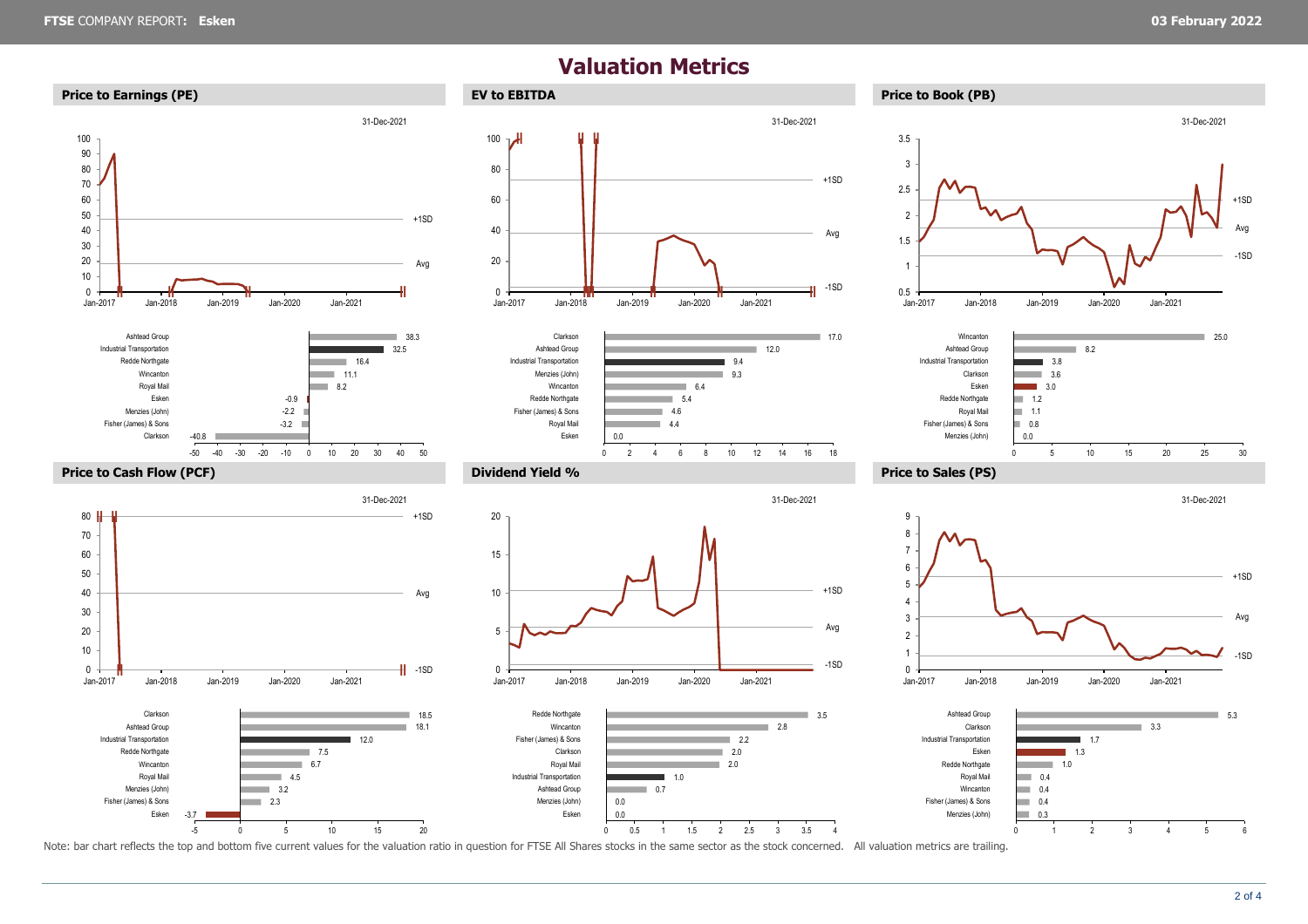# Valuation Metrics

## Price to Earnings (PE)

31-Dec-2021

| Company | PE |
|---|---|
| Ashtead Group | 38.3 |
| Industrial Transportation | 32.5 |
| Redde Northgate | 16.4 |
| Wincanton | 11.1 |
| Royal Mail | 8.2 |
| Esken | -0.9 |
| Menzies (John) | -2.2 |
| Fisher (James) & Sons | -3.2 |
| Clarkson | -40.8 |

## EV to EBITDA

31-Dec-2021

| Company | EV to EBITDA |
|---|---|
| Clarkson | 17.0 |
| Ashtead Group | 12.0 |
| Industrial Transportation | 9.4 |
| Menzies (John) | 9.3 |
| Wincanton | 6.4 |
| Redde Northgate | 5.4 |
| Fisher (James) & Sons | 4.6 |
| Royal Mail | 4.4 |
| Esken | 0.0 |

## Price to Book (PB)

31-Dec-2021

| Company | PB |
|---|---|
| Wincanton | 25.0 |
| Ashtead Group | 8.2 |
| Industrial Transportation | 3.8 |
| Clarkson | 3.6 |
| Esken | 3.0 |
| Redde Northgate | 1.2 |
| Royal Mail | 1.1 |
| Fisher (James) & Sons | 0.8 |
| Menzies (John) | 0.0 |

## Price to Cash Flow (PCF)

31-Dec-2021

| Company | PCF |
|---|---|
| Clarkson | 18.5 |
| Ashtead Group | 18.1 |
| Industrial Transportation | 12.0 |
| Redde Northgate | 7.5 |
| Wincanton | 6.7 |
| Royal Mail | 4.5 |
| Menzies (John) | 3.2 |
| Fisher (James) & Sons | 2.3 |
| Esken | -3.7 |

## Dividend Yield %

31-Dec-2021

| Company | Dividend Yield % |
|---|---|
| Redde Northgate | 3.5 |
| Wincanton | 2.8 |
| Fisher (James) & Sons | 2.2 |
| Clarkson | 2.0 |
| Royal Mail | 2.0 |
| Industrial Transportation | 1.0 |
| Ashtead Group | 0.7 |
| Menzies (John) | 0.0 |
| Esken | 0.0 |

## Price to Sales (PS)

31-Dec-2021

| Company | PS |
|---|---|
| Ashtead Group | 5.3 |
| Clarkson | 3.3 |
| Industrial Transportation | 1.7 |
| Esken | 1.3 |
| Redde Northgate | 1.0 |
| Royal Mail | 0.4 |
| Wincanton | 0.4 |
| Fisher (James) & Sons | 0.4 |
| Menzies (John) | 0.3 |

Note: bar chart reflects the top and bottom five current values for the valuation ratio in question for FTSE All Shares stocks in the same sector as the stock concerned. All valuation metrics are trailing.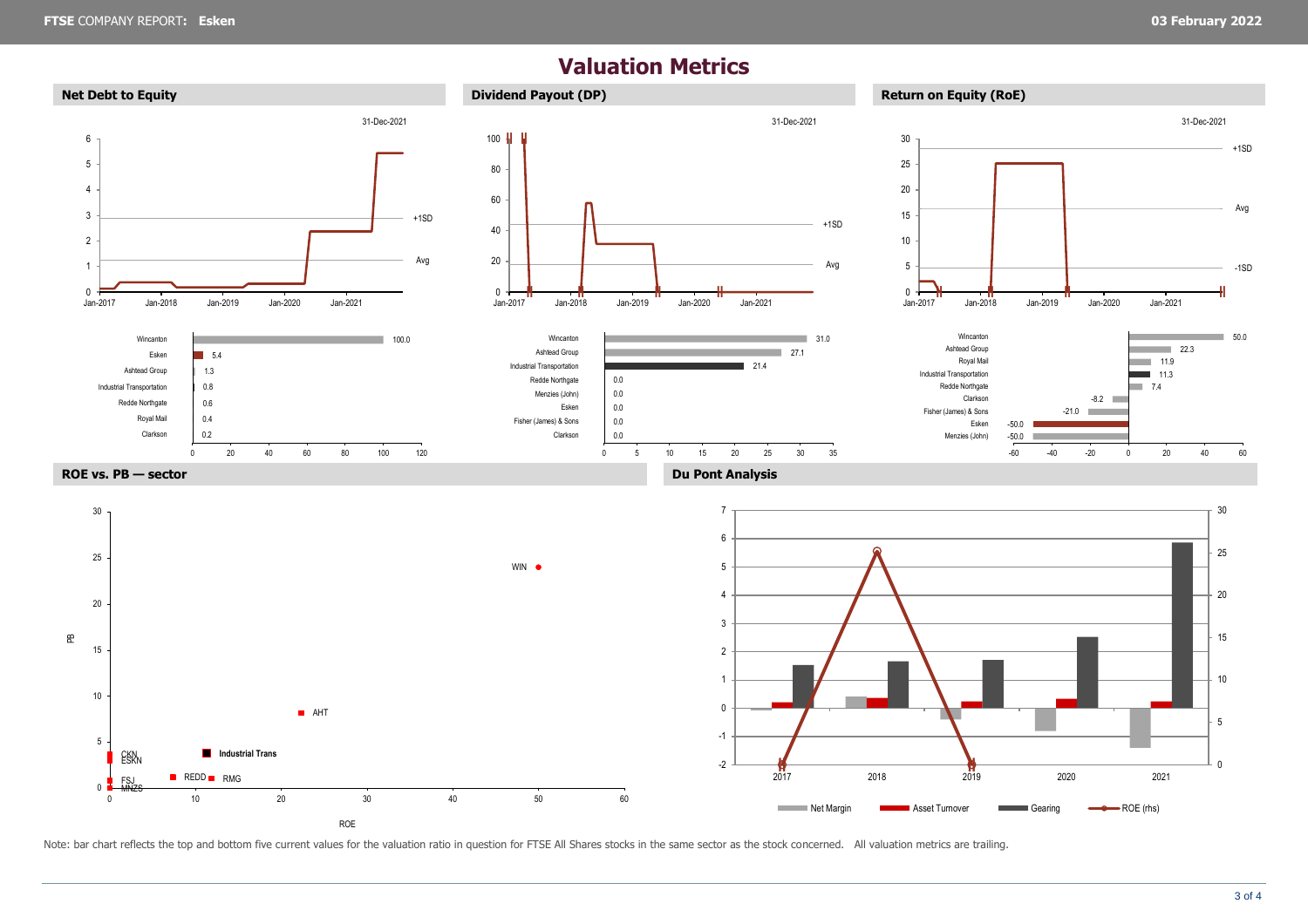# Valuation Metrics

## Net Debt to Equity

31-Dec-2021

| Company | Value |
|---|---|
| Wincanton | 100.0 |
| Esken | 5.4 |
| Ashtead Group | 1.3 |
| Industrial Transportation | 0.8 |
| Redde Northgate | 0.6 |
| Royal Mail | 0.4 |
| Clarkson | 0.2 |

## Dividend Payout (DP)

31-Dec-2021

| Company | Value |
|---|---|
| Wincanton | 31.0 |
| Ashtead Group | 27.1 |
| Industrial Transportation | 21.4 |
| Redde Northgate | 0.0 |
| Menzies (John) | 0.0 |
| Esken | 0.0 |
| Fisher (James) & Sons | 0.0 |
| Clarkson | 0.0 |

## Return on Equity (RoE)

31-Dec-2021

| Company | Value |
|---|---|
| Wincanton | 50.0 |
| Ashtead Group | 22.3 |
| Royal Mail | 11.9 |
| Industrial Transportation | 11.3 |
| Redde Northgate | 7.4 |
| Clarkson | -8.2 |
| Fisher (James) & Sons | -21.0 |
| Esken | -50.0 |
| Menzies (John) | -50.0 |

## ROE vs. PB — sector

## Du Pont Analysis

Note: bar chart reflects the top and bottom five current values for the valuation ratio in question for FTSE All Shares stocks in the same sector as the stock concerned. All valuation metrics are trailing.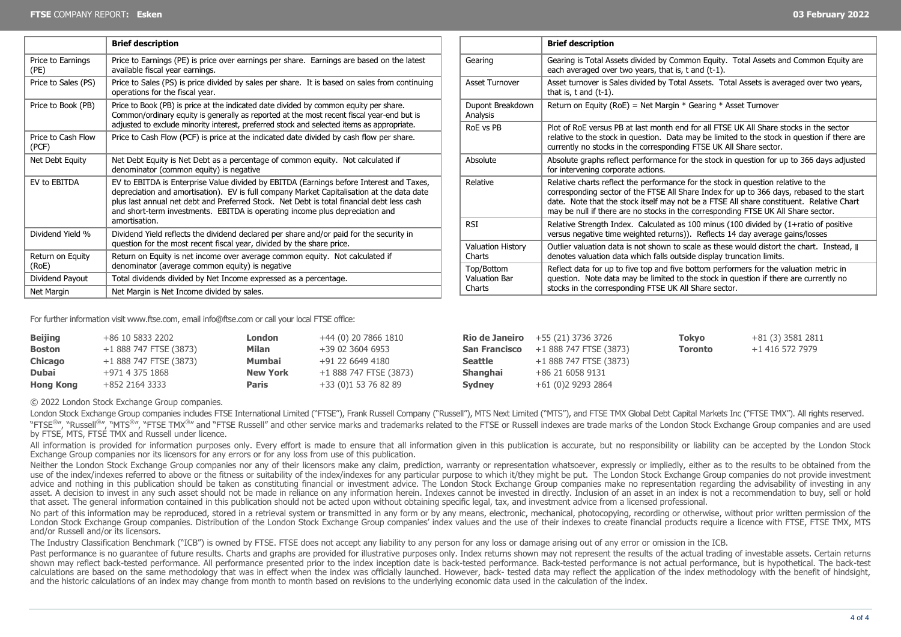| | Brief description |
|---|---|
| Price to Earnings (PE) | Price to Earnings (PE) is price over earnings per share. Earnings are based on the latest available fiscal year earnings. |
| Price to Sales (PS) | Price to Sales (PS) is price divided by sales per share. It is based on sales from continuing operations for the fiscal year. |
| Price to Book (PB) | Price to Book (PB) is price at the indicated date divided by common equity per share. Common/ordinary equity is generally as reported at the most recent fiscal year-end but is adjusted to exclude minority interest, preferred stock and selected items as appropriate. |
| Price to Cash Flow (PCF) | Price to Cash Flow (PCF) is price at the indicated date divided by cash flow per share. |
| Net Debt Equity | Net Debt Equity is Net Debt as a percentage of common equity. Not calculated if denominator (common equity) is negative |
| EV to EBITDA | EV to EBITDA is Enterprise Value divided by EBITDA (Earnings before Interest and Taxes, depreciation and amortisation). EV is full company Market Capitalisation at the data date plus last annual net debt and Preferred Stock. Net Debt is total financial debt less cash and short-term investments. EBITDA is operating income plus depreciation and amortisation. |
| Dividend Yield % | Dividend Yield reflects the dividend declared per share and/or paid for the security in question for the most recent fiscal year, divided by the share price. |
| Return on Equity (RoE) | Return on Equity is net income over average common equity. Not calculated if denominator (average common equity) is negative |
| Dividend Payout | Total dividends divided by Net Income expressed as a percentage. |
| Net Margin | Net Margin is Net Income divided by sales. |

| | Brief description |
|---|---|
| Gearing | Gearing is Total Assets divided by Common Equity. Total Assets and Common Equity are each averaged over two years, that is, t and (t-1). |
| Asset Turnover | Asset turnover is Sales divided by Total Assets. Total Assets is averaged over two years, that is, t and (t-1). |
| Dupont Breakdown Analysis | Return on Equity (RoE) = Net Margin * Gearing * Asset Turnover |
| RoE vs PB | Plot of RoE versus PB at last month end for all FTSE UK All Share stocks in the sector relative to the stock in question. Data may be limited to the stock in question if there are currently no stocks in the corresponding FTSE UK All Share sector. |
| Absolute | Absolute graphs reflect performance for the stock in question for up to 366 days adjusted for intervening corporate actions. |
| Relative | Relative charts reflect the performance for the stock in question relative to the corresponding sector of the FTSE All Share Index for up to 366 days, rebased to the start date. Note that the stock itself may not be a FTSE All share constituent. Relative Chart may be null if there are no stocks in the corresponding FTSE UK All Share sector. |
| RSI | Relative Strength Index. Calculated as 100 minus (100 divided by (1+ratio of positive versus negative time weighted returns)). Reflects 14 day average gains/losses |
| Valuation History Charts | Outlier valuation data is not shown to scale as these would distort the chart. Instead, ‖ denotes valuation data which falls outside display truncation limits. |
| Top/Bottom Valuation Bar Charts | Reflect data for up to five top and five bottom performers for the valuation metric in question. Note data may be limited to the stock in question if there are currently no stocks in the corresponding FTSE UK All Share sector. |

For further information visit www.ftse.com, email info@ftse.com or call your local FTSE office:

| | | | | | | | |
|---|---|---|---|---|---|---|---|
| **Beijing** | +86 10 5833 2202 | **London** | +44 (0) 20 7866 1810 | **Rio de Janeiro** | +55 (21) 3736 3726 | **Tokyo** | +81 (3) 3581 2811 |
| **Boston** | +1 888 747 FTSE (3873) | **Milan** | +39 02 3604 6953 | **San Francisco** | +1 888 747 FTSE (3873) | **Toronto** | +1 416 572 7979 |
| **Chicago** | +1 888 747 FTSE (3873) | **Mumbai** | +91 22 6649 4180 | **Seattle** | +1 888 747 FTSE (3873) | | |
| **Dubai** | +971 4 375 1868 | **New York** | +1 888 747 FTSE (3873) | **Shanghai** | +86 21 6058 9131 | | |
| **Hong Kong** | +852 2164 3333 | **Paris** | +33 (0)1 53 76 82 89 | **Sydney** | +61 (0)2 9293 2864 | | |

© 2022 London Stock Exchange Group companies.

London Stock Exchange Group companies includes FTSE International Limited ("FTSE"), Frank Russell Company ("Russell"), MTS Next Limited ("MTS"), and FTSE TMX Global Debt Capital Markets Inc ("FTSE TMX"). All rights reserved. "FTSE®", "Russell®", "MTS®", "FTSE TMX®" and "FTSE Russell" and other service marks and trademarks related to the FTSE or Russell indexes are trade marks of the London Stock Exchange Group companies and are used by FTSE, MTS, FTSE TMX and Russell under licence.

All information is provided for information purposes only. Every effort is made to ensure that all information given in this publication is accurate, but no responsibility or liability can be accepted by the London Stock Exchange Group companies nor its licensors for any errors or for any loss from use of this publication.

Neither the London Stock Exchange Group companies nor any of their licensors make any claim, prediction, warranty or representation whatsoever, expressly or impliedly, either as to the results to be obtained from the use of the index/indexes referred to above or the fitness or suitability of the index/indexes for any particular purpose to which it/they might be put. The London Stock Exchange Group companies do not provide investment advice and nothing in this publication should be taken as constituting financial or investment advice. The London Stock Exchange Group companies make no representation regarding the advisability of investing in any asset. A decision to invest in any such asset should not be made in reliance on any information herein. Indexes cannot be invested in directly. Inclusion of an asset in an index is not a recommendation to buy, sell or hold that asset. The general information contained in this publication should not be acted upon without obtaining specific legal, tax, and investment advice from a licensed professional.

No part of this information may be reproduced, stored in a retrieval system or transmitted in any form or by any means, electronic, mechanical, photocopying, recording or otherwise, without prior written permission of the London Stock Exchange Group companies. Distribution of the London Stock Exchange Group companies' index values and the use of their indexes to create financial products require a licence with FTSE, FTSE TMX, MTS and/or Russell and/or its licensors.

The Industry Classification Benchmark ("ICB") is owned by FTSE. FTSE does not accept any liability to any person for any loss or damage arising out of any error or omission in the ICB.

Past performance is no guarantee of future results. Charts and graphs are provided for illustrative purposes only. Index returns shown may not represent the results of the actual trading of investable assets. Certain returns shown may reflect back-tested performance. All performance presented prior to the index inception date is back-tested performance. Back-tested performance is not actual performance, but is hypothetical. The back-test calculations are based on the same methodology that was in effect when the index was officially launched. However, back- tested data may reflect the application of the index methodology with the benefit of hindsight, and the historic calculations of an index may change from month to month based on revisions to the underlying economic data used in the calculation of the index.